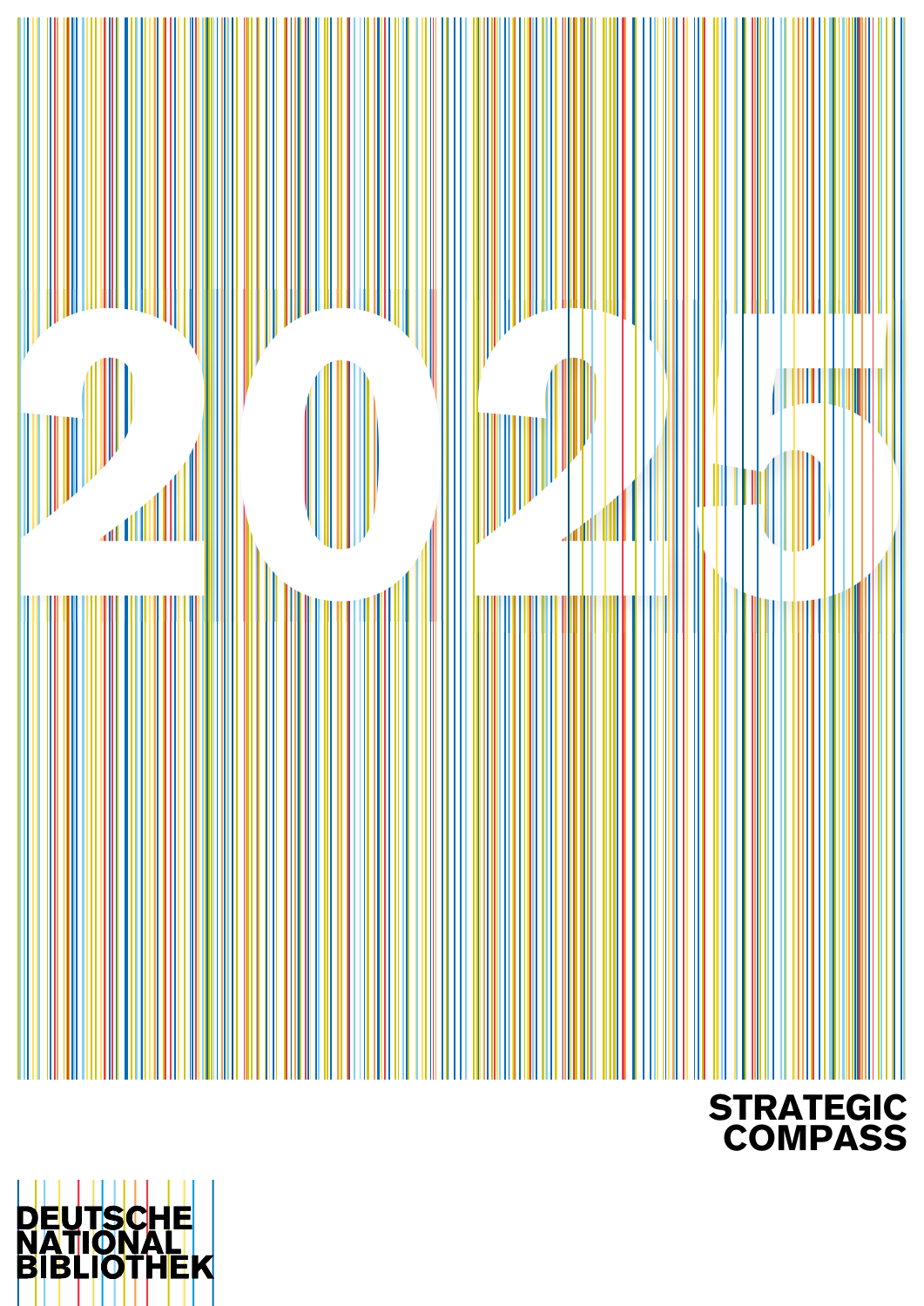# 2025

## STRATEGIC COMPASS

DEUTSCHE NATIONAL BIBLIOTHEK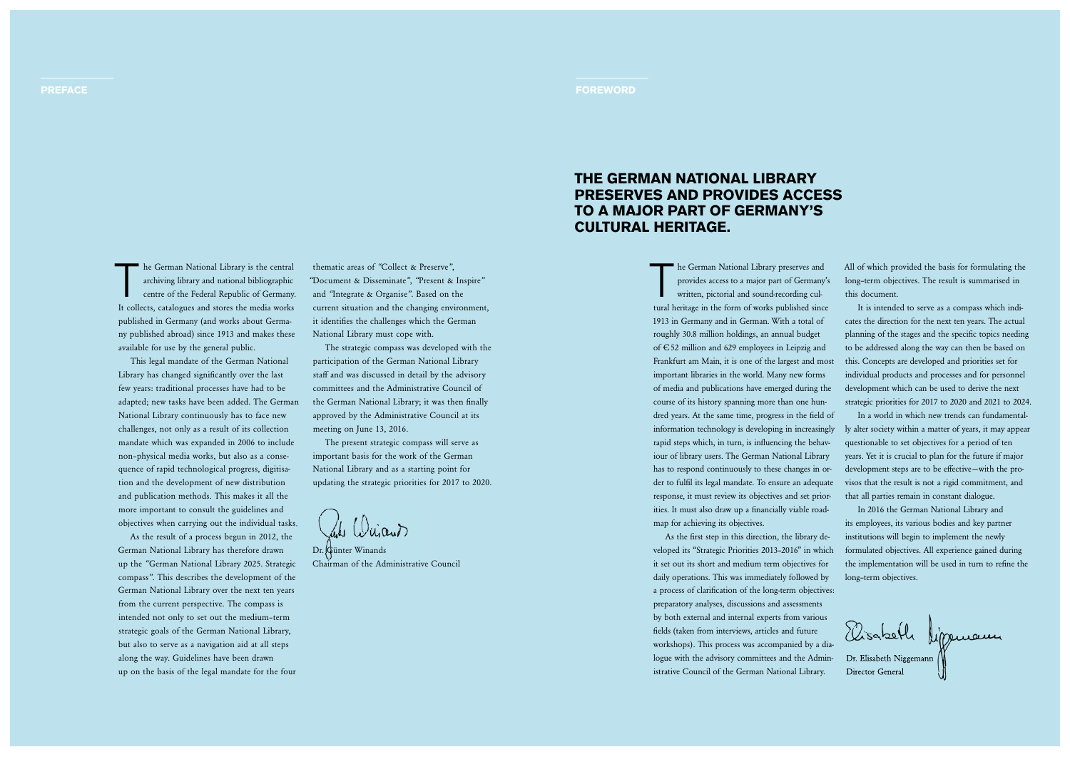## PREFACE

The German National Library is the central archiving library and national bibliographic centre of the Federal Republic of Germany. It collects, catalogues and stores the media works published in Germany (and works about Germany published abroad) since 1913 and makes these available for use by the general public.

This legal mandate of the German National Library has changed significantly over the last few years: traditional processes have had to be adapted; new tasks have been added. The German National Library continuously has to face new challenges, not only as a result of its collection mandate which was expanded in 2006 to include non-physical media works, but also as a consequence of rapid technological progress, digitisation and the development of new distribution and publication methods. This makes it all the more important to consult the guidelines and objectives when carrying out the individual tasks.

As the result of a process begun in 2012, the German National Library has therefore drawn up the "German National Library 2025. Strategic compass". This describes the development of the German National Library over the next ten years from the current perspective. The compass is intended not only to set out the medium-term strategic goals of the German National Library, but also to serve as a navigation aid at all steps along the way. Guidelines have been drawn up on the basis of the legal mandate for the four thematic areas of "Collect & Preserve", "Document & Disseminate", "Present & Inspire" and "Integrate & Organise". Based on the current situation and the changing environment, it identifies the challenges which the German National Library must cope with.

The strategic compass was developed with the participation of the German National Library staff and was discussed in detail by the advisory committees and the Administrative Council of the German National Library; it was then finally approved by the Administrative Council at its meeting on June 13, 2016.

The present strategic compass will serve as important basis for the work of the German National Library and as a starting point for updating the strategic priorities for 2017 to 2020.

Dr. Günter Winands
Chairman of the Administrative Council

## FOREWORD

# THE GERMAN NATIONAL LIBRARY PRESERVES AND PROVIDES ACCESS TO A MAJOR PART OF GERMANY'S CULTURAL HERITAGE.

The German National Library preserves and provides access to a major part of Germany's written, pictorial and sound-recording cultural heritage in the form of works published since 1913 in Germany and in German. With a total of roughly 30.8 million holdings, an annual budget of €52 million and 629 employees in Leipzig and Frankfurt am Main, it is one of the largest and most important libraries in the world. Many new forms of media and publications have emerged during the course of its history spanning more than one hundred years. At the same time, progress in the field of information technology is developing in increasingly rapid steps which, in turn, is influencing the behaviour of library users. The German National Library has to respond continuously to these changes in order to fulfil its legal mandate. To ensure an adequate response, it must review its objectives and set priorities. It must also draw up a financially viable roadmap for achieving its objectives.

As the first step in this direction, the library developed its "Strategic Priorities 2013–2016" in which it set out its short and medium term objectives for daily operations. This was immediately followed by a process of clarification of the long-term objectives: preparatory analyses, discussions and assessments by both external and internal experts from various fields (taken from interviews, articles and future workshops). This process was accompanied by a dialogue with the advisory committees and the Administrative Council of the German National Library. All of which provided the basis for formulating the long-term objectives. The result is summarised in this document.

It is intended to serve as a compass which indicates the direction for the next ten years. The actual planning of the stages and the specific topics needing to be addressed along the way can then be based on this. Concepts are developed and priorities set for individual products and processes and for personnel development which can be used to derive the next strategic priorities for 2017 to 2020 and 2021 to 2024.

In a world in which new trends can fundamentally alter society within a matter of years, it may appear questionable to set objectives for a period of ten years. Yet it is crucial to plan for the future if major development steps are to be effective—with the provisos that the result is not a rigid commitment, and that all parties remain in constant dialogue.

In 2016 the German National Library and its employees, its various bodies and key partner institutions will begin to implement the newly formulated objectives. All experience gained during the implementation will be used in turn to refine the long-term objectives.

Dr. Elisabeth Niggemann
Director General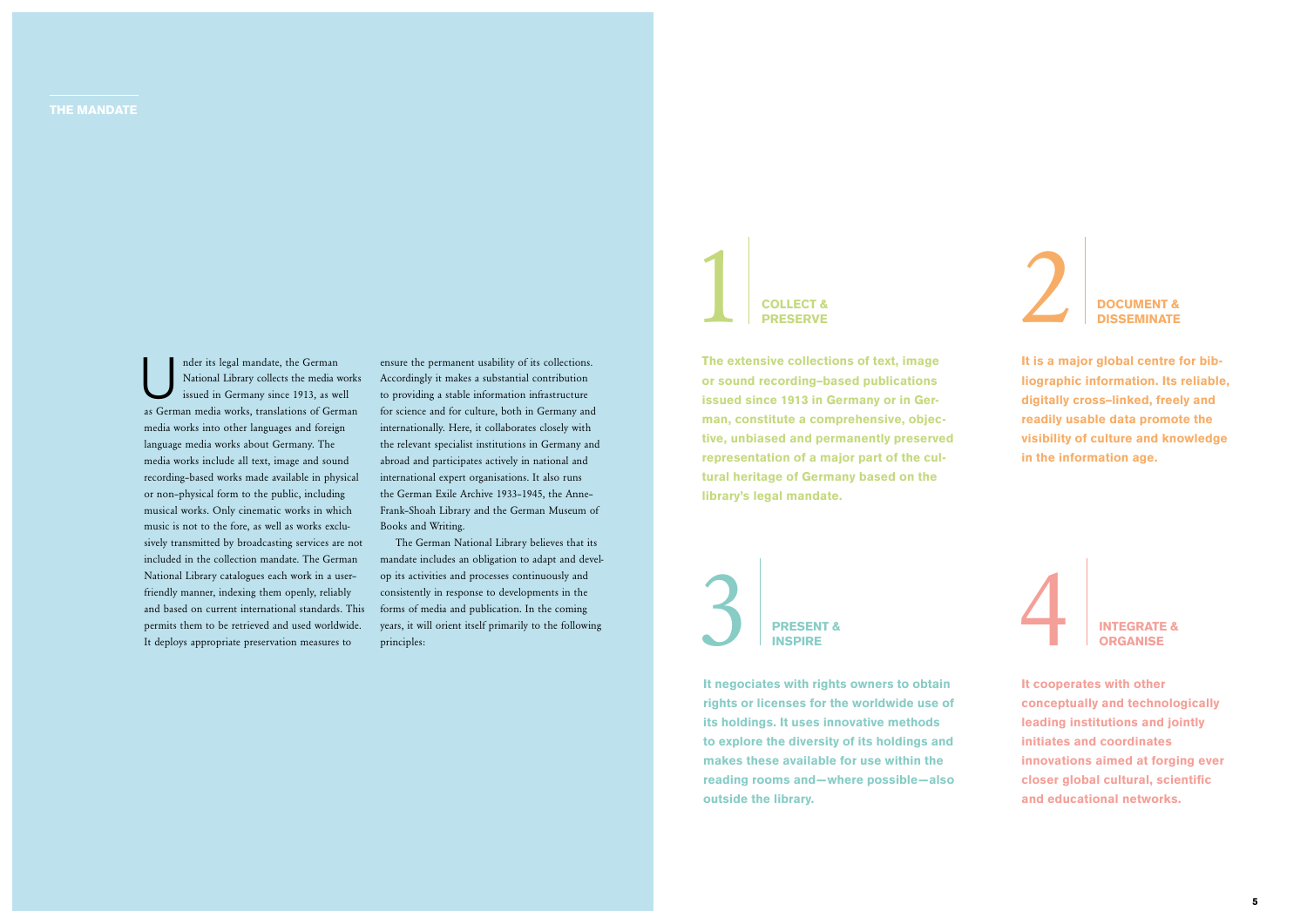## THE MANDATE

Under its legal mandate, the German National Library collects the media works issued in Germany since 1913, as well as German media works, translations of German media works into other languages and foreign language media works about Germany. The media works include all text, image and sound recording-based works made available in physical or non-physical form to the public, including musical works. Only cinematic works in which music is not to the fore, as well as works exclusively transmitted by broadcasting services are not included in the collection mandate. The German National Library catalogues each work in a user-friendly manner, indexing them openly, reliably and based on current international standards. This permits them to be retrieved and used worldwide. It deploys appropriate preservation measures to ensure the permanent usability of its collections. Accordingly it makes a substantial contribution to providing a stable information infrastructure for science and for culture, both in Germany and internationally. Here, it collaborates closely with the relevant specialist institutions in Germany and abroad and participates actively in national and international expert organisations. It also runs the German Exile Archive 1933–1945, the Anne-Frank-Shoah Library and the German Museum of Books and Writing.

The German National Library believes that its mandate includes an obligation to adapt and develop its activities and processes continuously and consistently in response to developments in the forms of media and publication. In the coming years, it will orient itself primarily to the following principles:

### 1 COLLECT & PRESERVE

**The extensive collections of text, image or sound recording-based publications issued since 1913 in Germany or in German, constitute a comprehensive, objective, unbiased and permanently preserved representation of a major part of the cultural heritage of Germany based on the library's legal mandate.**

### 2 DOCUMENT & DISSEMINATE

**It is a major global centre for bibliographic information. Its reliable, digitally cross-linked, freely and readily usable data promote the visibility of culture and knowledge in the information age.**

### 3 PRESENT & INSPIRE

**It negociates with rights owners to obtain rights or licenses for the worldwide use of its holdings. It uses innovative methods to explore the diversity of its holdings and makes these available for use within the reading rooms and—where possible—also outside the library.**

### 4 INTEGRATE & ORGANISE

**It cooperates with other conceptually and technologically leading institutions and jointly initiates and coordinates innovations aimed at forging ever closer global cultural, scientific and educational networks.**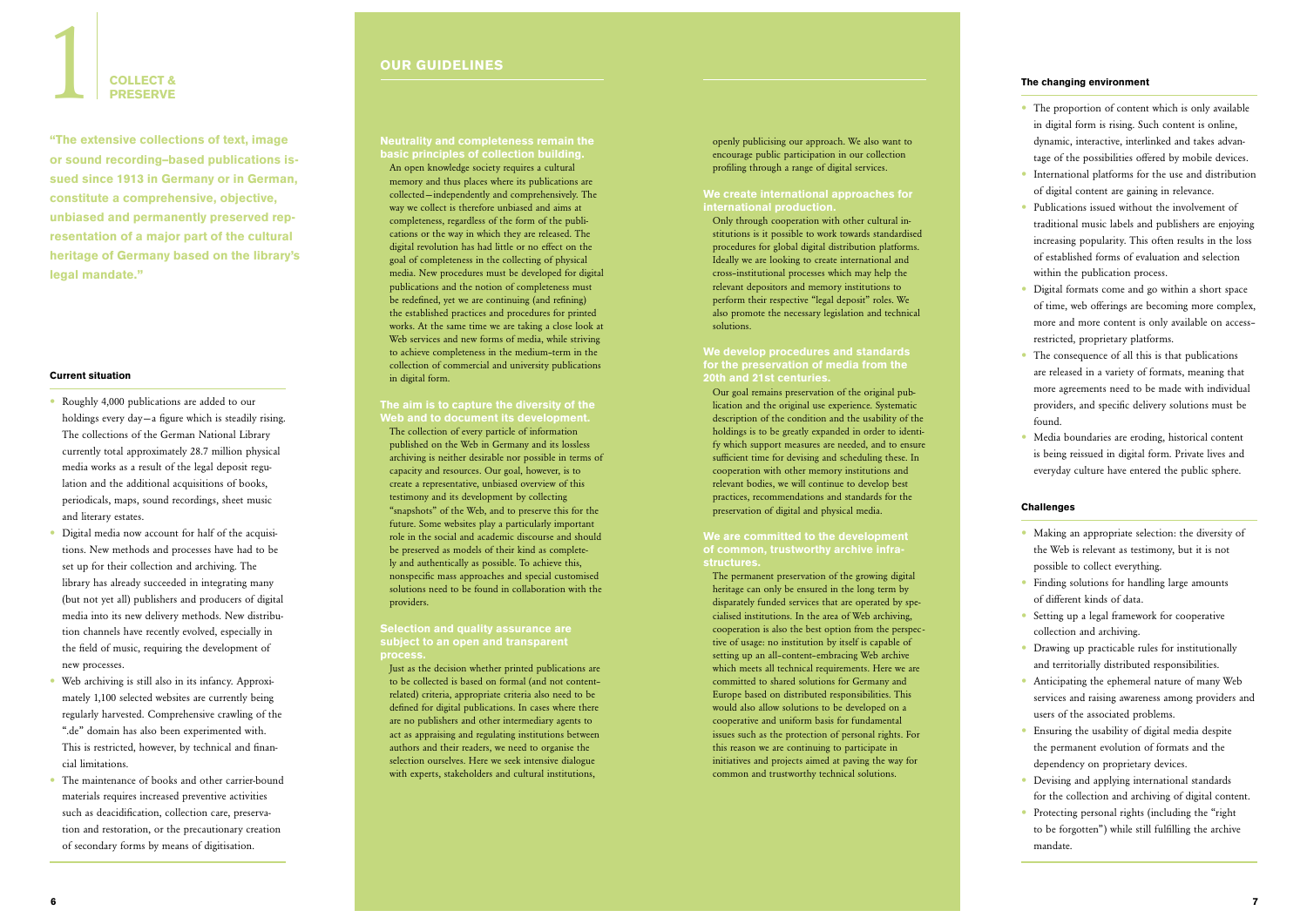# 1 COLLECT & PRESERVE

**"The extensive collections of text, image or sound recording–based publications issued since 1913 in Germany or in German, constitute a comprehensive, objective, unbiased and permanently preserved representation of a major part of the cultural heritage of Germany based on the library's legal mandate."**

### Current situation

- Roughly 4,000 publications are added to our holdings every day—a figure which is steadily rising. The collections of the German National Library currently total approximately 28.7 million physical media works as a result of the legal deposit regulation and the additional acquisitions of books, periodicals, maps, sound recordings, sheet music and literary estates.
- Digital media now account for half of the acquisitions. New methods and processes have had to be set up for their collection and archiving. The library has already succeeded in integrating many (but not yet all) publishers and producers of digital media into its new delivery methods. New distribution channels have recently evolved, especially in the field of music, requiring the development of new processes.
- Web archiving is still also in its infancy. Approximately 1,100 selected websites are currently being regularly harvested. Comprehensive crawling of the ".de" domain has also been experimented with. This is restricted, however, by technical and financial limitations.
- The maintenance of books and other carrier-bound materials requires increased preventive activities such as deacidification, collection care, preservation and restoration, or the precautionary creation of secondary forms by means of digitisation.

## OUR GUIDELINES

### Neutrality and completeness remain the basic principles of collection building.

An open knowledge society requires a cultural memory and thus places where its publications are collected—independently and comprehensively. The way we collect is therefore unbiased and aims at completeness, regardless of the form of the publications or the way in which they are released. The digital revolution has had little or no effect on the goal of completeness in the collecting of physical media. New procedures must be developed for digital publications and the notion of completeness must be redefined, yet we are continuing (and refining) the established practices and procedures for printed works. At the same time we are taking a close look at Web services and new forms of media, while striving to achieve completeness in the medium-term in the collection of commercial and university publications in digital form.

### The aim is to capture the diversity of the Web and to document its development.

The collection of every particle of information published on the Web in Germany and its lossless archiving is neither desirable nor possible in terms of capacity and resources. Our goal, however, is to create a representative, unbiased overview of this testimony and its development by collecting "snapshots" of the Web, and to preserve this for the future. Some websites play a particularly important role in the social and academic discourse and should be preserved as models of their kind as completely and authentically as possible. To achieve this, nonspecific mass approaches and special customised solutions need to be found in collaboration with the providers.

### Selection and quality assurance are subject to an open and transparent process.

Just as the decision whether printed publications are to be collected is based on formal (and not content-related) criteria, appropriate criteria also need to be defined for digital publications. In cases where there are no publishers and other intermediary agents to act as appraising and regulating institutions between authors and their readers, we need to organise the selection ourselves. Here we seek intensive dialogue with experts, stakeholders and cultural institutions, openly publicising our approach. We also want to encourage public participation in our collection profiling through a range of digital services.

### We create international approaches for international production.

Only through cooperation with other cultural institutions is it possible to work towards standardised procedures for global digital distribution platforms. Ideally we are looking to create international and cross-institutional processes which may help the relevant depositors and memory institutions to perform their respective "legal deposit" roles. We also promote the necessary legislation and technical solutions.

### We develop procedures and standards for the preservation of media from the 20th and 21st centuries.

Our goal remains preservation of the original publication and the original use experience. Systematic description of the condition and the usability of the holdings is to be greatly expanded in order to identify which support measures are needed, and to ensure sufficient time for devising and scheduling these. In cooperation with other memory institutions and relevant bodies, we will continue to develop best practices, recommendations and standards for the preservation of digital and physical media.

### We are committed to the development of common, trustworthy archive infrastructures.

The permanent preservation of the growing digital heritage can only be ensured in the long term by disparately funded services that are operated by specialised institutions. In the area of Web archiving, cooperation is also the best option from the perspective of usage: no institution by itself is capable of setting up an all-content-embracing Web archive which meets all technical requirements. Here we are committed to shared solutions for Germany and Europe based on distributed responsibilities. This would also allow solutions to be developed on a cooperative and uniform basis for fundamental issues such as the protection of personal rights. For this reason we are continuing to participate in initiatives and projects aimed at paving the way for common and trustworthy technical solutions.

### The changing environment

- The proportion of content which is only available in digital form is rising. Such content is online, dynamic, interactive, interlinked and takes advantage of the possibilities offered by mobile devices.
- International platforms for the use and distribution of digital content are gaining in relevance.
- Publications issued without the involvement of traditional music labels and publishers are enjoying increasing popularity. This often results in the loss of established forms of evaluation and selection within the publication process.
- Digital formats come and go within a short space of time, web offerings are becoming more complex, more and more content is only available on access-restricted, proprietary platforms.
- The consequence of all this is that publications are released in a variety of formats, meaning that more agreements need to be made with individual providers, and specific delivery solutions must be found.
- Media boundaries are eroding, historical content is being reissued in digital form. Private lives and everyday culture have entered the public sphere.

### Challenges

- Making an appropriate selection: the diversity of the Web is relevant as testimony, but it is not possible to collect everything.
- Finding solutions for handling large amounts of different kinds of data.
- Setting up a legal framework for cooperative collection and archiving.
- Drawing up practicable rules for institutionally and territorially distributed responsibilities.
- Anticipating the ephemeral nature of many Web services and raising awareness among providers and users of the associated problems.
- Ensuring the usability of digital media despite the permanent evolution of formats and the dependency on proprietary devices.
- Devising and applying international standards for the collection and archiving of digital content.
- Protecting personal rights (including the "right to be forgotten") while still fulfilling the archive mandate.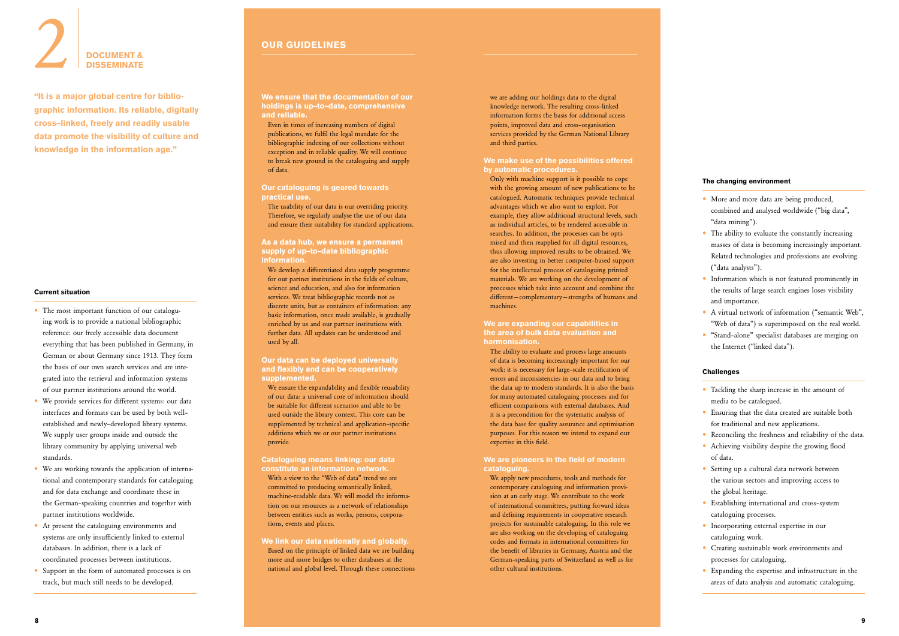# 2 DOCUMENT & DISSEMINATE

**"It is a major global centre for bibliographic information. Its reliable, digitally cross–linked, freely and readily usable data promote the visibility of culture and knowledge in the information age."**

### Current situation

- The most important function of our cataloguing work is to provide a national bibliographic reference: our freely accessible data document everything that has been published in Germany, in German or about Germany since 1913. They form the basis of our own search services and are integrated into the retrieval and information systems of our partner institutions around the world.
- We provide services for different systems: our data interfaces and formats can be used by both well–established and newly–developed library systems. We supply user groups inside and outside the library community by applying universal web standards.
- We are working towards the application of international and contemporary standards for cataloguing and for data exchange and coordinate these in the German–speaking countries and together with partner institutions worldwide.
- At present the cataloguing environments and systems are only insufficiently linked to external databases. In addition, there is a lack of coordinated processes between institutions.
- Support in the form of automated processes is on track, but much still needs to be developed.

## OUR GUIDELINES

**We ensure that the documentation of our holdings is up–to–date, comprehensive and reliable.**

Even in times of increasing numbers of digital publications, we fulfil the legal mandate for the bibliographic indexing of our collections without exception and in reliable quality. We will continue to break new ground in the cataloguing and supply of data.

**Our cataloguing is geared towards practical use.**

The usability of our data is our overriding priority. Therefore, we regularly analyse the use of our data and ensure their suitability for standard applications.

**As a data hub, we ensure a permanent supply of up–to–date bibliographic information.**

We develop a differentiated data supply programme for our partner institutions in the fields of culture, science and education, and also for information services. We treat bibliographic records not as discrete units, but as containers of information: any basic information, once made available, is gradually enriched by us and our partner institutions with further data. All updates can be understood and used by all.

**Our data can be deployed universally and flexibly and can be cooperatively supplemented.**

We ensure the expandability and flexible reusability of our data: a universal core of information should be suitable for different scenarios and able to be used outside the library context. This core can be supplemented by technical and application–specific additions which we or our partner institutions provide.

**Cataloguing means linking: our data constitute an information network.**

With a view to the "Web of data" trend we are committed to producing semantically linked, machine–readable data. We will model the information on our resources as a network of relationships between entities such as works, persons, corporations, events and places.

**We link our data nationally and globally.**

Based on the principle of linked data we are building more and more bridges to other databases at the national and global level. Through these connections we are adding our holdings data to the digital knowledge network. The resulting cross–linked information forms the basis for additional access points, improved data and cross–organisation services provided by the German National Library and third parties.

**We make use of the possibilities offered by automatic procedures.**

Only with machine support is it possible to cope with the growing amount of new publications to be catalogued. Automatic techniques provide technical advantages which we also want to exploit. For example, they allow additional structural levels, such as individual articles, to be rendered accessible in searches. In addition, the processes can be optimised and then reapplied for all digital resources, thus allowing improved results to be obtained. We are also investing in better computer–based support for the intellectual process of cataloguing printed materials. We are working on the development of processes which take into account and combine the different—complementary—strengths of humans and machines.

**We are expanding our capabilities in the area of bulk data evaluation and harmonisation.**

The ability to evaluate and process large amounts of data is becoming increasingly important for our work: it is necessary for large–scale rectification of errors and inconsistencies in our data and to bring the data up to modern standards. It is also the basis for many automated cataloguing processes and for efficient comparisons with external databases. And it is a precondition for the systematic analysis of the data base for quality assurance and optimisation purposes. For this reason we intend to expand our expertise in this field.

**We are pioneers in the field of modern cataloguing.**

We apply new procedures, tools and methods for contemporary cataloguing and information provision at an early stage. We contribute to the work of international committees, putting forward ideas and defining requirements in cooperative research projects for sustainable cataloguing. In this role we are also working on the developing of cataloguing codes and formats in international committees for the benefit of libraries in Germany, Austria and the German–speaking parts of Switzerland as well as for other cultural institutions.

### The changing environment

- More and more data are being produced, combined and analysed worldwide ("big data", "data mining").
- The ability to evaluate the constantly increasing masses of data is becoming increasingly important. Related technologies and professions are evolving ("data analysts").
- Information which is not featured prominently in the results of large search engines loses visibility and importance.
- A virtual network of information ("semantic Web", "Web of data") is superimposed on the real world.
- "Stand–alone" specialist databases are merging on the Internet ("linked data").

### Challenges

- Tackling the sharp increase in the amount of media to be catalogued.
- Ensuring that the data created are suitable both for traditional and new applications.
- Reconciling the freshness and reliability of the data.
- Achieving visibility despite the growing flood of data.
- Setting up a cultural data network between the various sectors and improving access to the global heritage.
- Establishing international and cross–system cataloguing processes.
- Incorporating external expertise in our cataloguing work.
- Creating sustainable work environments and processes for cataloguing.
- Expanding the expertise and infrastructure in the areas of data analysis and automatic cataloguing.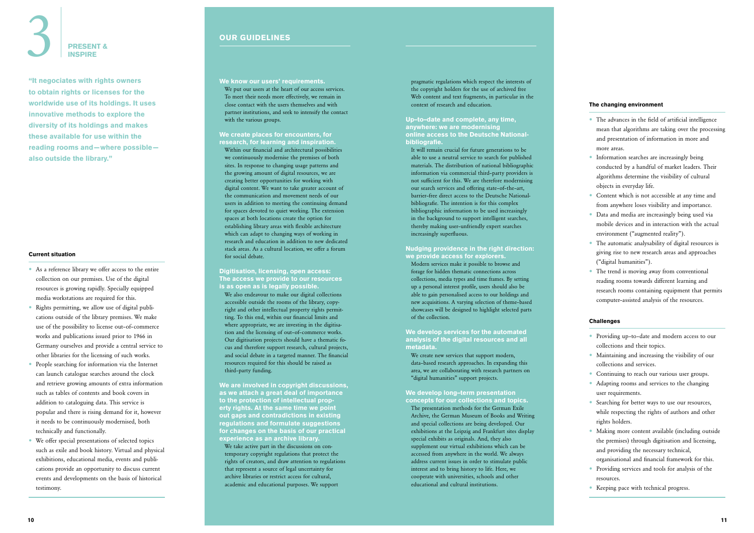# 3 PRESENT & INSPIRE

**"It negociates with rights owners to obtain rights or licenses for the worldwide use of its holdings. It uses innovative methods to explore the diversity of its holdings and makes these available for use within the reading rooms and—where possible—also outside the library."**

### Current situation

- As a reference library we offer access to the entire collection on our premises. Use of the digital resources is growing rapidly. Specially equipped media workstations are required for this.
- Rights permitting, we allow use of digital publications outside of the library premises. We make use of the possibility to license out-of-commerce works and publications issued prior to 1966 in Germany ourselves and provide a central service to other libraries for the licensing of such works.
- People searching for information via the Internet can launch catalogue searches around the clock and retrieve growing amounts of extra information such as tables of contents and book covers in addition to cataloguing data. This service is popular and there is rising demand for it, however it needs to be continuously modernised, both technically and functionally.
- We offer special presentations of selected topics such as exile and book history. Virtual and physical exhibitions, educational media, events and publications provide an opportunity to discuss current events and developments on the basis of historical testimony.

## OUR GUIDELINES

**We know our users' requirements.**
We put our users at the heart of our access services. To meet their needs more effectively, we remain in close contact with the users themselves and with partner institutions, and seek to intensify the contact with the various groups.

**We create places for encounters, for research, for learning and inspiration.**
Within our financial and architectural possibilities we continuously modernise the premises of both sites. In response to changing usage patterns and the growing amount of digital resources, we are creating better opportunities for working with digital content. We want to take greater account of the communication and movement needs of our users in addition to meeting the continuing demand for spaces devoted to quiet working. The extension spaces at both locations create the option for establishing library areas with flexible architecture which can adapt to changing ways of working in research and education in addition to new dedicated stack areas. As a cultural location, we offer a forum for social debate.

**Digitisation, licensing, open access: The access we provide to our resources is as open as is legally possible.**
We also endeavour to make our digital collections accessible outside the rooms of the library, copyright and other intellectual property rights permitting. To this end, within our financial limits and where appropriate, we are investing in the digitisation and the licensing of out-of-commerce works. Our digitisation projects should have a thematic focus and therefore support research, cultural projects, and social debate in a targeted manner. The financial resources required for this should be raised as third-party funding.

**We are involved in copyright discussions, as we attach a great deal of importance to the protection of intellectual property rights. At the same time we point out gaps and contradictions in existing regulations and formulate suggestions for changes on the basis of our practical experience as an archive library.**
We take active part in the discussions on contemporary copyright regulations that protect the rights of creators, and draw attention to regulations that represent a source of legal uncertainty for archive libraries or restrict access for cultural, academic and educational purposes. We support pragmatic regulations which respect the interests of the copyright holders for the use of archived free Web content and text fragments, in particular in the context of research and education.

**Up-to-date and complete, any time, anywhere: we are modernising online access to the Deutsche Nationalbibliografie.**
It will remain crucial for future generations to be able to use a neutral service to search for published materials. The distribution of national bibliographic information via commercial third-party providers is not sufficient for this. We are therefore modernising our search services and offering state-of-the-art, barrier-free direct access to the Deutsche Nationalbibliografie. The intention is for this complex bibliographic information to be used increasingly in the background to support intelligent searches, thereby making user-unfriendly expert searches increasingly superfluous.

**Nudging providence in the right direction: we provide access for explorers.**
Modern services make it possible to browse and forage for hidden thematic connections across collections, media types and time frames. By setting up a personal interest profile, users should also be able to gain personalised access to our holdings and new acquisitions. A varying selection of theme-based showcases will be designed to highlight selected parts of the collection.

**We develop services for the automated analysis of the digital resources and all metadata.**
We create new services that support modern, data-based research approaches. In expanding this area, we are collaborating with research partners on "digital humanities" support projects.

**We develop long-term presentation concepts for our collections and topics.**
The presentation methods for the German Exile Archive, the German Museum of Books and Writing and special collections are being developed. Our exhibitions at the Leipzig and Frankfurt sites display special exhibits as originals. And, they also supplement our virtual exhibitions which can be accessed from anywhere in the world. We always address current issues in order to stimulate public interest and to bring history to life. Here, we cooperate with universities, schools and other educational and cultural institutions.

### The changing environment

- The advances in the field of artificial intelligence mean that algorithms are taking over the processing and presentation of information in more and more areas.
- Information searches are increasingly being conducted by a handful of market leaders. Their algorithms determine the visibility of cultural objects in everyday life.
- Content which is not accessible at any time and from anywhere loses visibility and importance.
- Data and media are increasingly being used via mobile devices and in interaction with the actual environment ("augmented reality").
- The automatic analysability of digital resources is giving rise to new research areas and approaches ("digital humanities").
- The trend is moving away from conventional reading rooms towards different learning and research rooms containing equipment that permits computer-assisted analysis of the resources.

### Challenges

- Providing up-to-date and modern access to our collections and their topics.
- Maintaining and increasing the visibility of our collections and services.
- Continuing to reach our various user groups.
- Adapting rooms and services to the changing user requirements.
- Searching for better ways to use our resources, while respecting the rights of authors and other rights holders.
- Making more content available (including outside the premises) through digitisation and licensing, and providing the necessary technical, organisational and financial framework for this.
- Providing services and tools for analysis of the resources.
- Keeping pace with technical progress.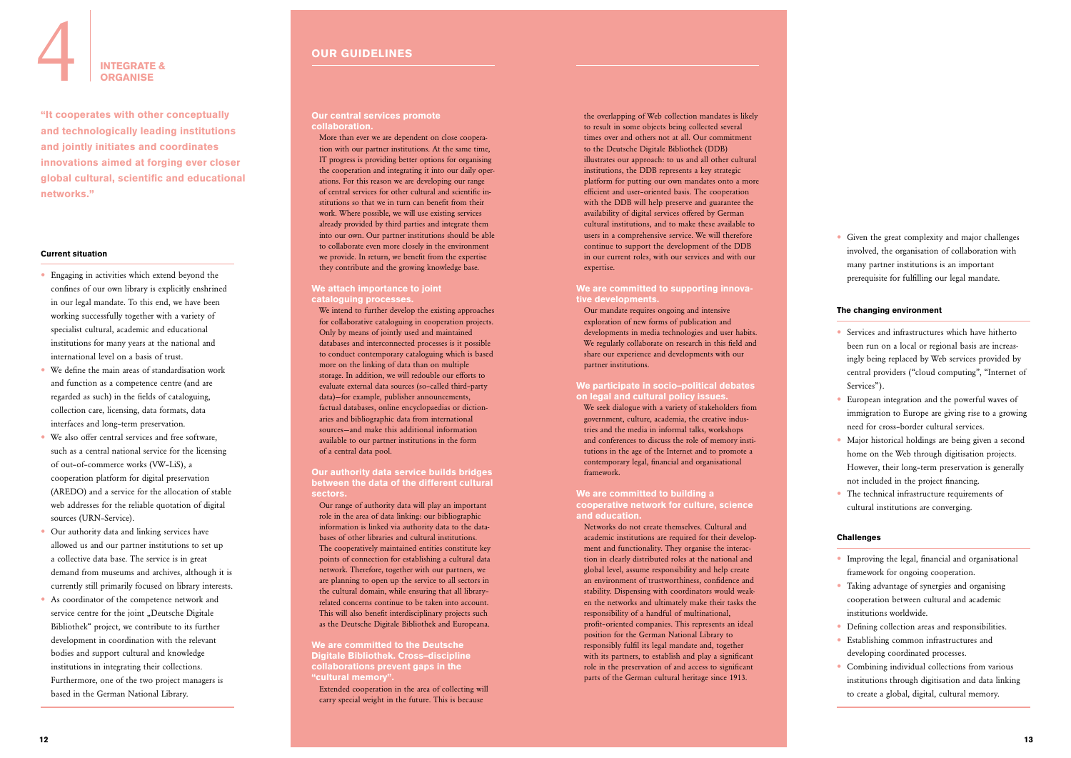# 4 INTEGRATE & ORGANISE

**"It cooperates with other conceptually and technologically leading institutions and jointly initiates and coordinates innovations aimed at forging ever closer global cultural, scientific and educational networks."**

#### Current situation

- Engaging in activities which extend beyond the confines of our own library is explicitly enshrined in our legal mandate. To this end, we have been working successfully together with a variety of specialist cultural, academic and educational institutions for many years at the national and international level on a basis of trust.
- We define the main areas of standardisation work and function as a competence centre (and are regarded as such) in the fields of cataloguing, collection care, licensing, data formats, data interfaces and long-term preservation.
- We also offer central services and free software, such as a central national service for the licensing of out-of-commerce works (VW-LiS), a cooperation platform for digital preservation (AREDO) and a service for the allocation of stable web addresses for the reliable quotation of digital sources (URN-Service).
- Our authority data and linking services have allowed us and our partner institutions to set up a collective data base. The service is in great demand from museums and archives, although it is currently still primarily focused on library interests.
- As coordinator of the competence network and service centre for the joint „Deutsche Digitale Bibliothek" project, we contribute to its further development in coordination with the relevant bodies and support cultural and knowledge institutions in integrating their collections. Furthermore, one of the two project managers is based in the German National Library.
- Given the great complexity and major challenges involved, the organisation of collaboration with many partner institutions is an important prerequisite for fulfilling our legal mandate.

#### The changing environment

- Services and infrastructures which have hitherto been run on a local or regional basis are increasingly being replaced by Web services provided by central providers ("cloud computing", "Internet of Services").
- European integration and the powerful waves of immigration to Europe are giving rise to a growing need for cross-border cultural services.
- Major historical holdings are being given a second home on the Web through digitisation projects. However, their long-term preservation is generally not included in the project financing.
- The technical infrastructure requirements of cultural institutions are converging.

#### Challenges

- Improving the legal, financial and organisational framework for ongoing cooperation.
- Taking advantage of synergies and organising cooperation between cultural and academic institutions worldwide.
- Defining collection areas and responsibilities.
- Establishing common infrastructures and developing coordinated processes.
- Combining individual collections from various institutions through digitisation and data linking to create a global, digital, cultural memory.

## OUR GUIDELINES

### Our central services promote collaboration.

More than ever we are dependent on close cooperation with our partner institutions. At the same time, IT progress is providing better options for organising the cooperation and integrating it into our daily operations. For this reason we are developing our range of central services for other cultural and scientific institutions so that we in turn can benefit from their work. Where possible, we will use existing services already provided by third parties and integrate them into our own. Our partner institutions should be able to collaborate even more closely in the environment we provide. In return, we benefit from the expertise they contribute and the growing knowledge base.

### We attach importance to joint cataloguing processes.

We intend to further develop the existing approaches for collaborative cataloguing in cooperation projects. Only by means of jointly used and maintained databases and interconnected processes is it possible to conduct contemporary cataloguing which is based more on the linking of data than on multiple storage. In addition, we will redouble our efforts to evaluate external data sources (so-called third-party data)—for example, publisher announcements, factual databases, online encyclopaedias or dictionaries and bibliographic data from international sources—and make this additional information available to our partner institutions in the form of a central data pool.

### Our authority data service builds bridges between the data of the different cultural sectors.

Our range of authority data will play an important role in the area of data linking: our bibliographic information is linked via authority data to the databases of other libraries and cultural institutions. The cooperatively maintained entities constitute key points of connection for establishing a cultural data network. Therefore, together with our partners, we are planning to open up the service to all sectors in the cultural domain, while ensuring that all library-related concerns continue to be taken into account. This will also benefit interdisciplinary projects such as the Deutsche Digitale Bibliothek and Europeana.

### We are committed to the Deutsche Digitale Bibliothek. Cross-discipline collaborations prevent gaps in the "cultural memory".

Extended cooperation in the area of collecting will carry special weight in the future. This is because the overlapping of Web collection mandates is likely to result in some objects being collected several times over and others not at all. Our commitment to the Deutsche Digitale Bibliothek (DDB) illustrates our approach: to us and all other cultural institutions, the DDB represents a key strategic platform for putting our own mandates onto a more efficient and user-oriented basis. The cooperation with the DDB will help preserve and guarantee the availability of digital services offered by German cultural institutions, and to make these available to users in a comprehensive service. We will therefore continue to support the development of the DDB in our current roles, with our services and with our expertise.

### We are committed to supporting innovative developments.

Our mandate requires ongoing and intensive exploration of new forms of publication and developments in media technologies and user habits. We regularly collaborate on research in this field and share our experience and developments with our partner institutions.

### We participate in socio-political debates on legal and cultural policy issues.

We seek dialogue with a variety of stakeholders from government, culture, academia, the creative industries and the media in informal talks, workshops and conferences to discuss the role of memory institutions in the age of the Internet and to promote a contemporary legal, financial and organisational framework.

### We are committed to building a cooperative network for culture, science and education.

Networks do not create themselves. Cultural and academic institutions are required for their development and functionality. They organise the interaction in clearly distributed roles at the national and global level, assume responsibility and help create an environment of trustworthiness, confidence and stability. Dispensing with coordinators would weaken the networks and ultimately make their tasks the responsibility of a handful of multinational, profit-oriented companies. This represents an ideal position for the German National Library to responsibly fulfil its legal mandate and, together with its partners, to establish and play a significant role in the preservation of and access to significant parts of the German cultural heritage since 1913.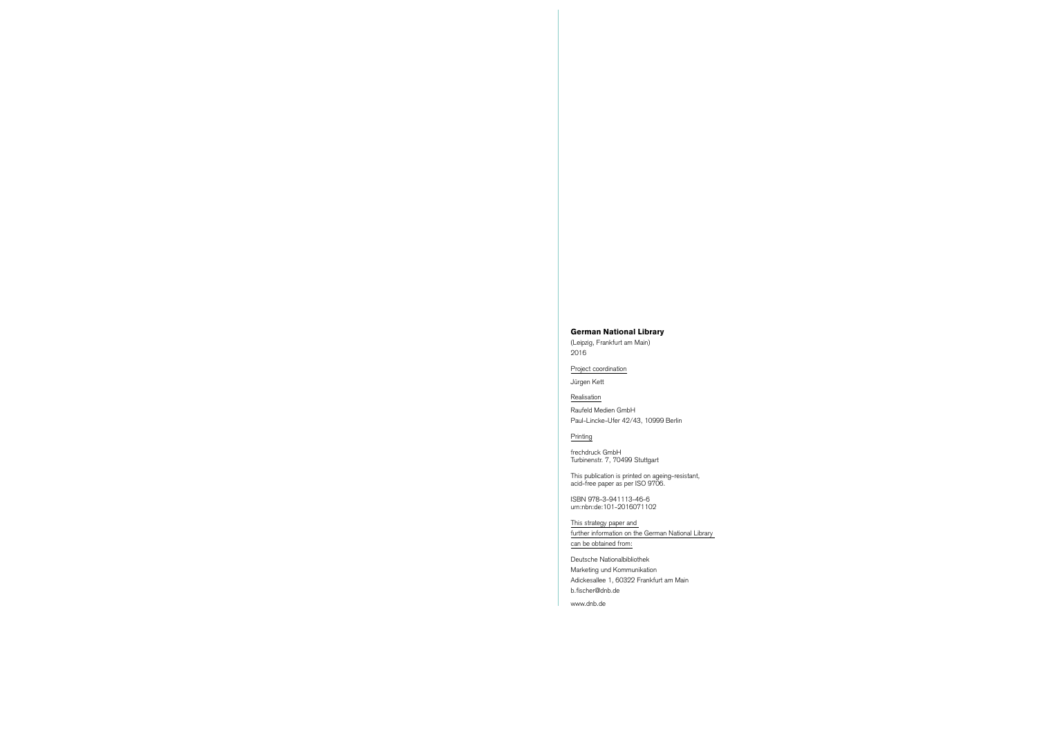**German National Library**

(Leipzig, Frankfurt am Main)
2016

Project coordination

Jürgen Kett

Realisation

Raufeld Medien GmbH
Paul-Lincke-Ufer 42/43, 10999 Berlin

Printing

frechdruck GmbH
Turbinenstr. 7, 70499 Stuttgart

This publication is printed on ageing-resistant, acid-free paper as per ISO 9706.

ISBN 978-3-941113-46-6
urn:nbn:de:101-2016071102

This strategy paper and further information on the German National Library can be obtained from:

Deutsche Nationalbibliothek
Marketing und Kommunikation
Adickesallee 1, 60322 Frankfurt am Main
b.fischer@dnb.de

www.dnb.de